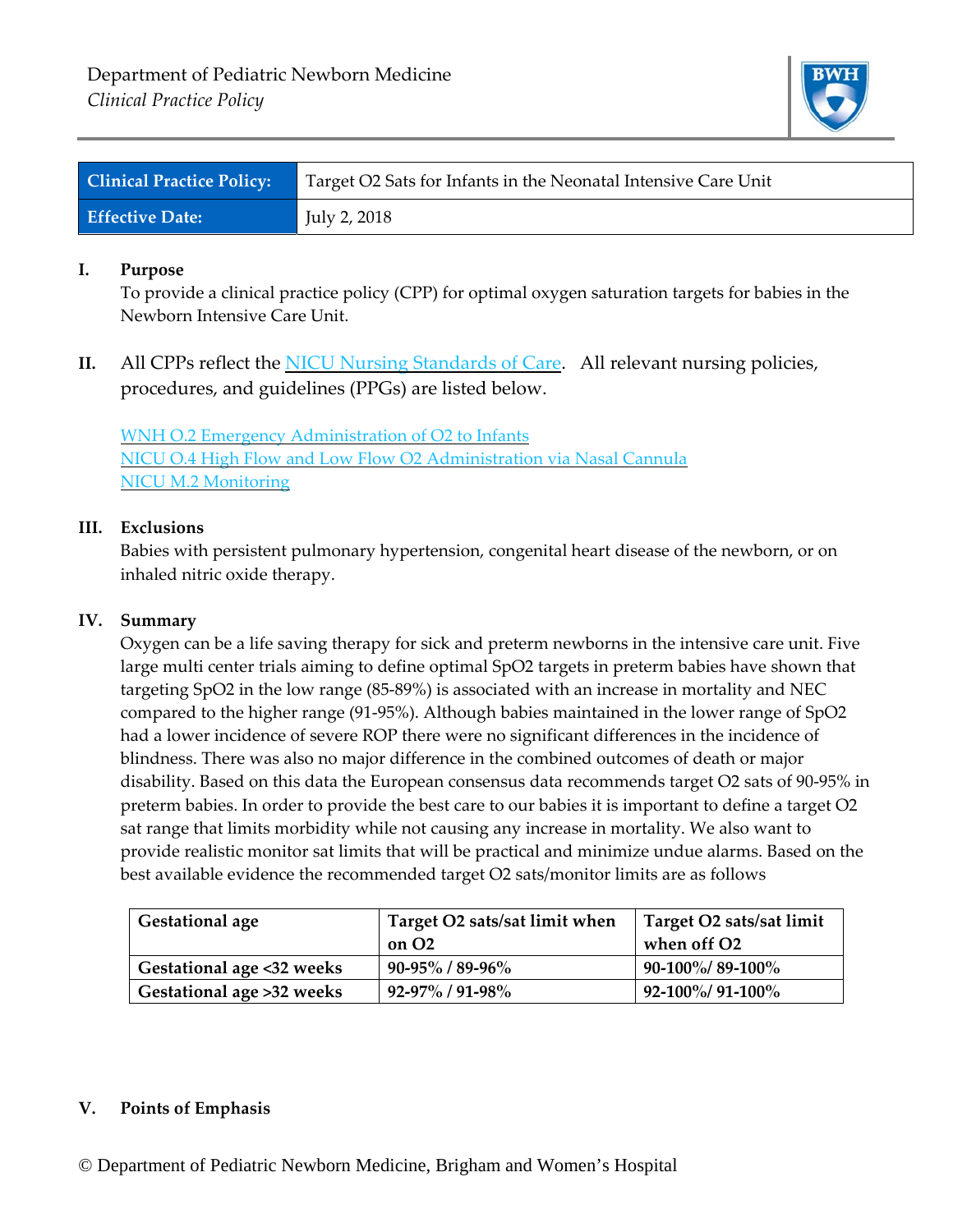Department of Pediatric Newborn Medicine
*Clinical Practice Policy*

| Clinical Practice Policy: | Target O2 Sats for Infants in the Neonatal Intensive Care Unit |
|---|---|
| Effective Date: | July 2, 2018 |

## I. Purpose

To provide a clinical practice policy (CPP) for optimal oxygen saturation targets for babies in the Newborn Intensive Care Unit.

## II.

All CPPs reflect the NICU Nursing Standards of Care. All relevant nursing policies, procedures, and guidelines (PPGs) are listed below.

WNH O.2 Emergency Administration of O2 to Infants
NICU O.4 High Flow and Low Flow O2 Administration via Nasal Cannula
NICU M.2 Monitoring

## III. Exclusions

Babies with persistent pulmonary hypertension, congenital heart disease of the newborn, or on inhaled nitric oxide therapy.

## IV. Summary

Oxygen can be a life saving therapy for sick and preterm newborns in the intensive care unit. Five large multi center trials aiming to define optimal SpO2 targets in preterm babies have shown that targeting SpO2 in the low range (85-89%) is associated with an increase in mortality and NEC compared to the higher range (91-95%). Although babies maintained in the lower range of SpO2 had a lower incidence of severe ROP there were no significant differences in the incidence of blindness. There was also no major difference in the combined outcomes of death or major disability. Based on this data the European consensus data recommends target O2 sats of 90-95% in preterm babies. In order to provide the best care to our babies it is important to define a target O2 sat range that limits morbidity while not causing any increase in mortality. We also want to provide realistic monitor sat limits that will be practical and minimize undue alarms. Based on the best available evidence the recommended target O2 sats/monitor limits are as follows

| Gestational age | Target O2 sats/sat limit when on O2 | Target O2 sats/sat limit when off O2 |
|---|---|---|
| Gestational age <32 weeks | 90-95% / 89-96% | 90-100%/ 89-100% |
| Gestational age >32 weeks | 92-97% / 91-98% | 92-100%/ 91-100% |

## V. Points of Emphasis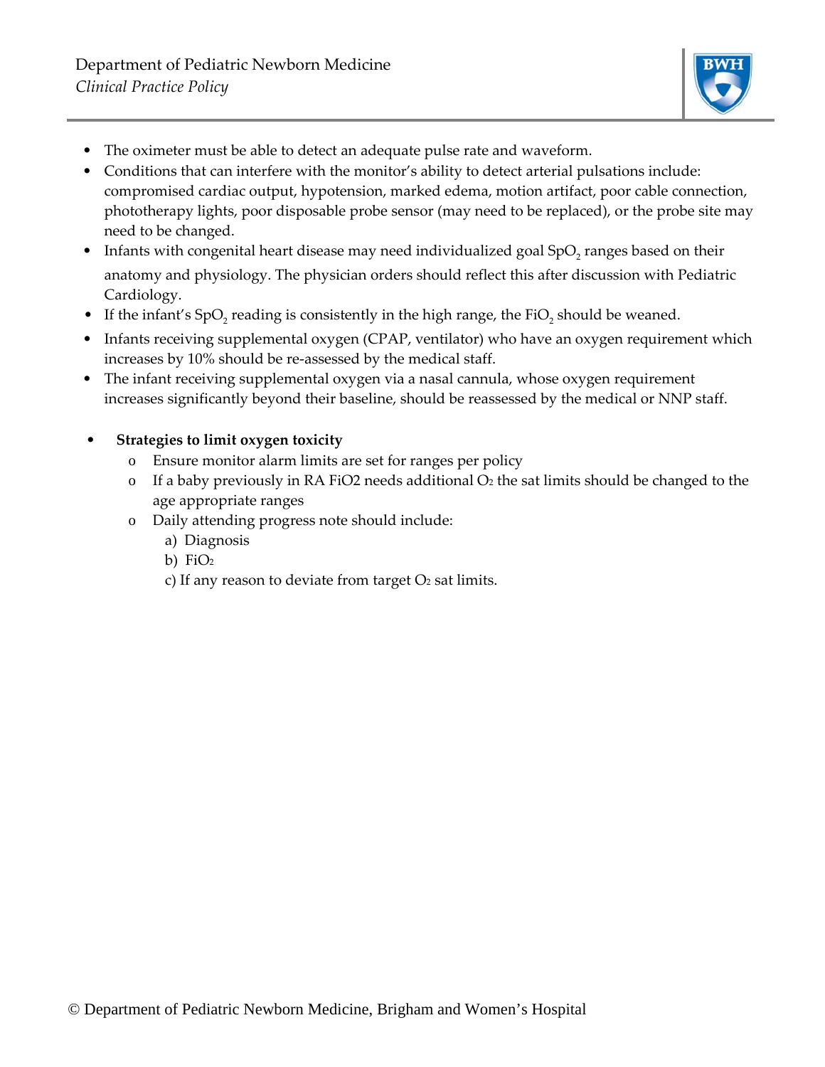- The oximeter must be able to detect an adequate pulse rate and waveform.
- Conditions that can interfere with the monitor's ability to detect arterial pulsations include: compromised cardiac output, hypotension, marked edema, motion artifact, poor cable connection, phototherapy lights, poor disposable probe sensor (may need to be replaced), or the probe site may need to be changed.
- Infants with congenital heart disease may need individualized goal $SpO_2$ ranges based on their anatomy and physiology. The physician orders should reflect this after discussion with Pediatric Cardiology.
- If the infant's $SpO_2$ reading is consistently in the high range, the $FiO_2$ should be weaned.
- Infants receiving supplemental oxygen (CPAP, ventilator) who have an oxygen requirement which increases by 10% should be re-assessed by the medical staff.
- The infant receiving supplemental oxygen via a nasal cannula, whose oxygen requirement increases significantly beyond their baseline, should be reassessed by the medical or NNP staff.

- **Strategies to limit oxygen toxicity**
  - Ensure monitor alarm limits are set for ranges per policy
  - If a baby previously in RA FiO2 needs additional $O_2$ the sat limits should be changed to the age appropriate ranges
  - Daily attending progress note should include:
    - a) Diagnosis
    - b) $FiO_2$
    - c) If any reason to deviate from target $O_2$ sat limits.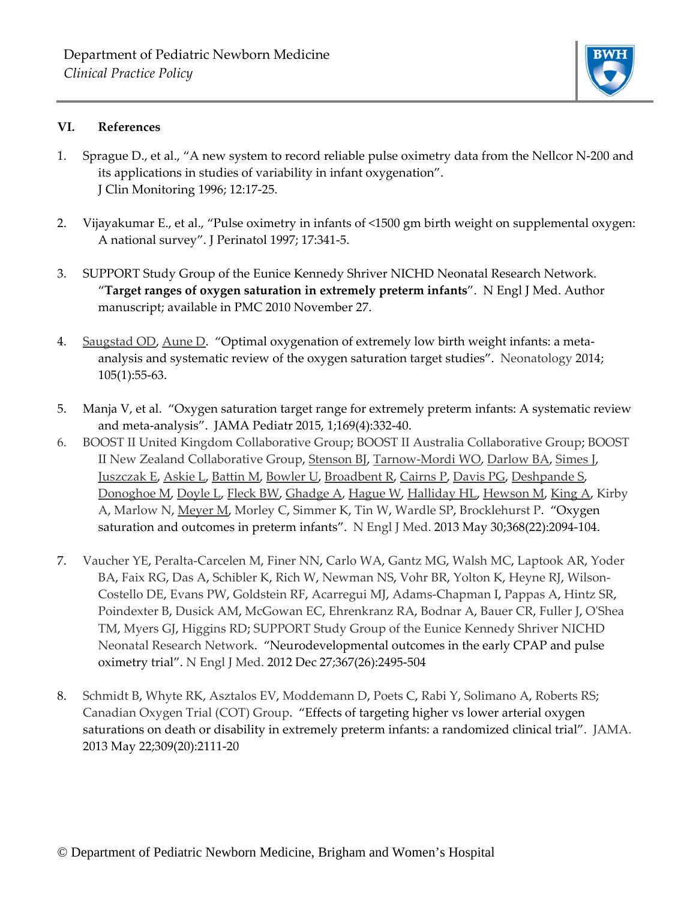## VI. References

1. Sprague D., et al., "A new system to record reliable pulse oximetry data from the Nellcor N-200 and its applications in studies of variability in infant oxygenation". J Clin Monitoring 1996; 12:17-25.

2. Vijayakumar E., et al., "Pulse oximetry in infants of <1500 gm birth weight on supplemental oxygen: A national survey". J Perinatol 1997; 17:341-5.

3. SUPPORT Study Group of the Eunice Kennedy Shriver NICHD Neonatal Research Network. "**Target ranges of oxygen saturation in extremely preterm infants**". N Engl J Med. Author manuscript; available in PMC 2010 November 27.

4. Saugstad OD, Aune D. "Optimal oxygenation of extremely low birth weight infants: a meta-analysis and systematic review of the oxygen saturation target studies". Neonatology 2014; 105(1):55-63.

5. Manja V, et al. "Oxygen saturation target range for extremely preterm infants: A systematic review and meta-analysis". JAMA Pediatr 2015, 1;169(4):332-40.

6. BOOST II United Kingdom Collaborative Group; BOOST II Australia Collaborative Group; BOOST II New Zealand Collaborative Group, Stenson BJ, Tarnow-Mordi WO, Darlow BA, Simes J, Juszczak E, Askie L, Battin M, Bowler U, Broadbent R, Cairns P, Davis PG, Deshpande S, Donoghoe M, Doyle L, Fleck BW, Ghadge A, Hague W, Halliday HL, Hewson M, King A, Kirby A, Marlow N, Meyer M, Morley C, Simmer K, Tin W, Wardle SP, Brocklehurst P. "Oxygen saturation and outcomes in preterm infants". N Engl J Med. 2013 May 30;368(22):2094-104.

7. Vaucher YE, Peralta-Carcelen M, Finer NN, Carlo WA, Gantz MG, Walsh MC, Laptook AR, Yoder BA, Faix RG, Das A, Schibler K, Rich W, Newman NS, Vohr BR, Yolton K, Heyne RJ, Wilson-Costello DE, Evans PW, Goldstein RF, Acarregui MJ, Adams-Chapman I, Pappas A, Hintz SR, Poindexter B, Dusick AM, McGowan EC, Ehrenkranz RA, Bodnar A, Bauer CR, Fuller J, O'Shea TM, Myers GJ, Higgins RD; SUPPORT Study Group of the Eunice Kennedy Shriver NICHD Neonatal Research Network. "Neurodevelopmental outcomes in the early CPAP and pulse oximetry trial". N Engl J Med. 2012 Dec 27;367(26):2495-504

8. Schmidt B, Whyte RK, Asztalos EV, Moddemann D, Poets C, Rabi Y, Solimano A, Roberts RS; Canadian Oxygen Trial (COT) Group. "Effects of targeting higher vs lower arterial oxygen saturations on death or disability in extremely preterm infants: a randomized clinical trial". JAMA. 2013 May 22;309(20):2111-20